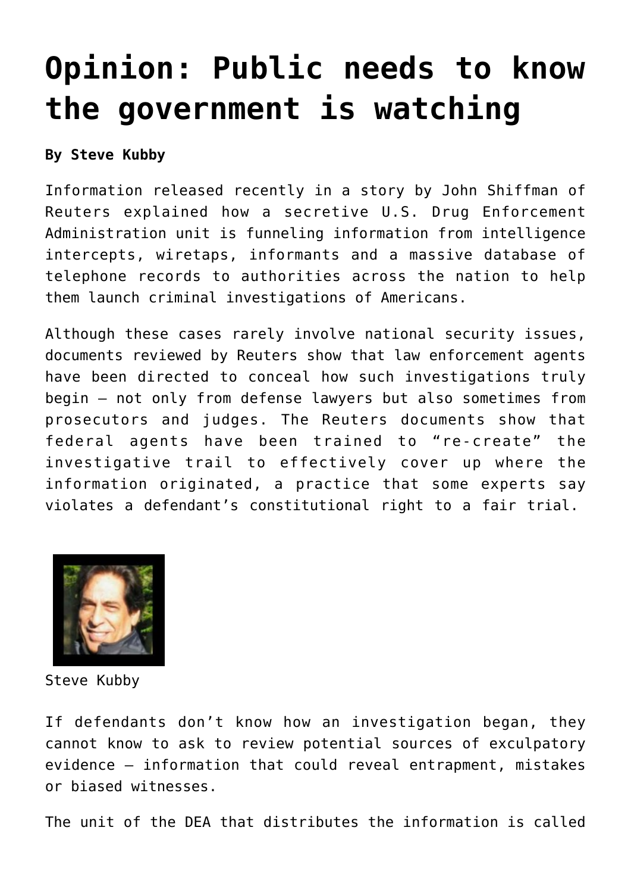# Opinion: Public needs to know the government is watching

**By Steve Kubby**

Information released recently in a story by John Shiffman of Reuters explained how a secretive U.S. Drug Enforcement Administration unit is funneling information from intelligence intercepts, wiretaps, informants and a massive database of telephone records to authorities across the nation to help them launch criminal investigations of Americans.

Although these cases rarely involve national security issues, documents reviewed by Reuters show that law enforcement agents have been directed to conceal how such investigations truly begin – not only from defense lawyers but also sometimes from prosecutors and judges. The Reuters documents show that federal agents have been trained to "re-create" the investigative trail to effectively cover up where the information originated, a practice that some experts say violates a defendant's constitutional right to a fair trial.

Steve Kubby

If defendants don't know how an investigation began, they cannot know to ask to review potential sources of exculpatory evidence – information that could reveal entrapment, mistakes or biased witnesses.

The unit of the DEA that distributes the information is called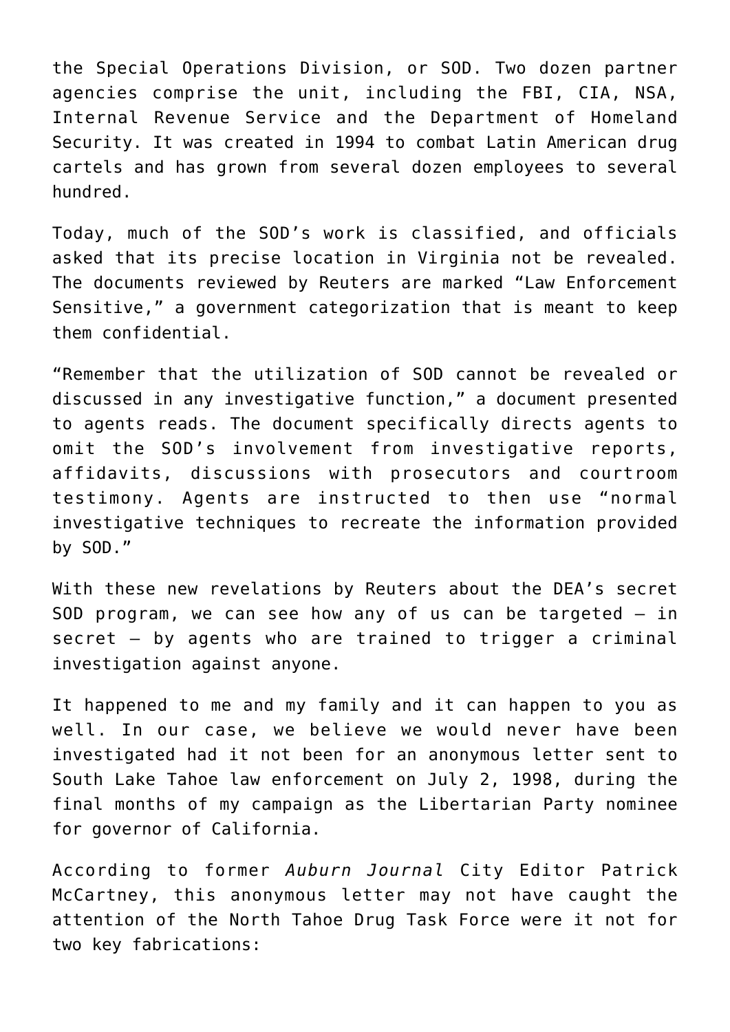the Special Operations Division, or SOD. Two dozen partner agencies comprise the unit, including the FBI, CIA, NSA, Internal Revenue Service and the Department of Homeland Security. It was created in 1994 to combat Latin American drug cartels and has grown from several dozen employees to several hundred.

Today, much of the SOD's work is classified, and officials asked that its precise location in Virginia not be revealed. The documents reviewed by Reuters are marked "Law Enforcement Sensitive," a government categorization that is meant to keep them confidential.

"Remember that the utilization of SOD cannot be revealed or discussed in any investigative function," a document presented to agents reads. The document specifically directs agents to omit the SOD's involvement from investigative reports, affidavits, discussions with prosecutors and courtroom testimony. Agents are instructed to then use "normal investigative techniques to recreate the information provided by SOD."

With these new revelations by Reuters about the DEA's secret SOD program, we can see how any of us can be targeted – in secret – by agents who are trained to trigger a criminal investigation against anyone.

It happened to me and my family and it can happen to you as well. In our case, we believe we would never have been investigated had it not been for an anonymous letter sent to South Lake Tahoe law enforcement on July 2, 1998, during the final months of my campaign as the Libertarian Party nominee for governor of California.

According to former *Auburn Journal* City Editor Patrick McCartney, this anonymous letter may not have caught the attention of the North Tahoe Drug Task Force were it not for two key fabrications: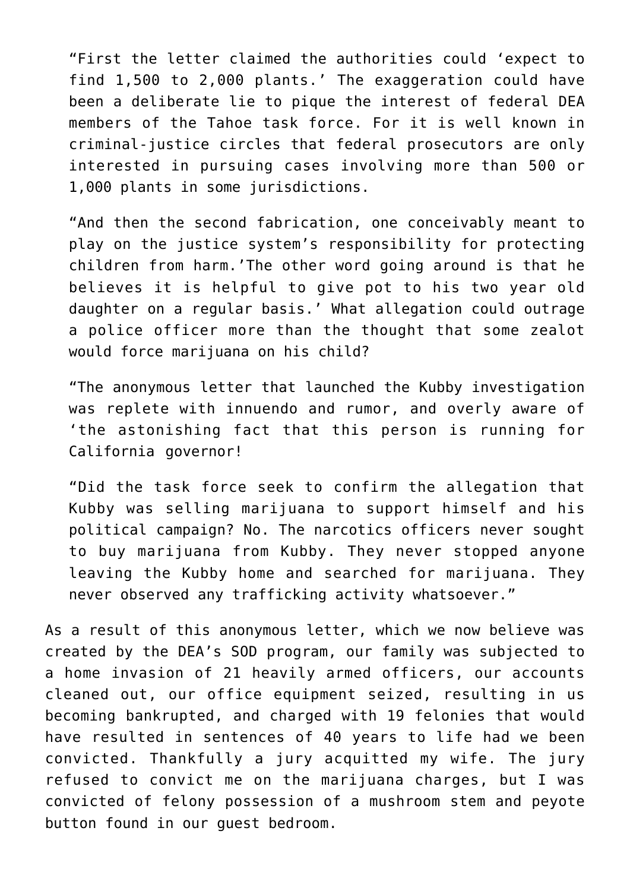> "First the letter claimed the authorities could 'expect to find 1,500 to 2,000 plants.' The exaggeration could have been a deliberate lie to pique the interest of federal DEA members of the Tahoe task force. For it is well known in criminal-justice circles that federal prosecutors are only interested in pursuing cases involving more than 500 or 1,000 plants in some jurisdictions.
>
> "And then the second fabrication, one conceivably meant to play on the justice system's responsibility for protecting children from harm.'The other word going around is that he believes it is helpful to give pot to his two year old daughter on a regular basis.' What allegation could outrage a police officer more than the thought that some zealot would force marijuana on his child?
>
> "The anonymous letter that launched the Kubby investigation was replete with innuendo and rumor, and overly aware of 'the astonishing fact that this person is running for California governor!
>
> "Did the task force seek to confirm the allegation that Kubby was selling marijuana to support himself and his political campaign? No. The narcotics officers never sought to buy marijuana from Kubby. They never stopped anyone leaving the Kubby home and searched for marijuana. They never observed any trafficking activity whatsoever."

As a result of this anonymous letter, which we now believe was created by the DEA's SOD program, our family was subjected to a home invasion of 21 heavily armed officers, our accounts cleaned out, our office equipment seized, resulting in us becoming bankrupted, and charged with 19 felonies that would have resulted in sentences of 40 years to life had we been convicted. Thankfully a jury acquitted my wife. The jury refused to convict me on the marijuana charges, but I was convicted of felony possession of a mushroom stem and peyote button found in our guest bedroom.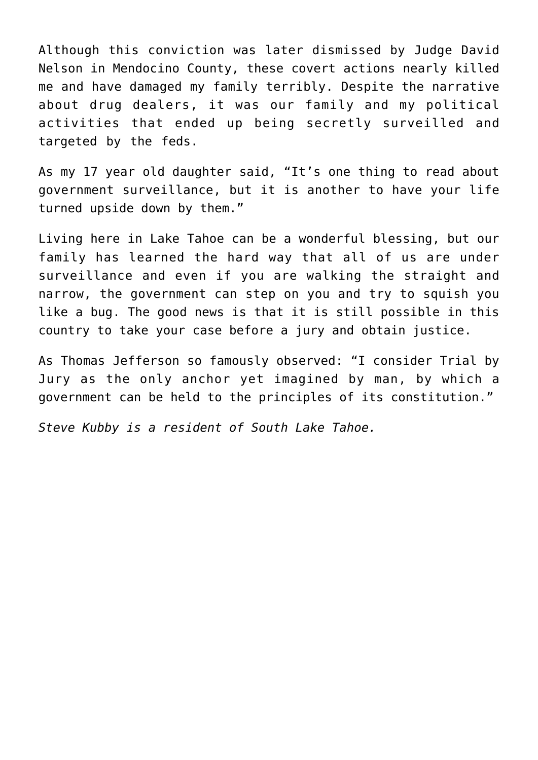Although this conviction was later dismissed by Judge David Nelson in Mendocino County, these covert actions nearly killed me and have damaged my family terribly. Despite the narrative about drug dealers, it was our family and my political activities that ended up being secretly surveilled and targeted by the feds.

As my 17 year old daughter said, “It’s one thing to read about government surveillance, but it is another to have your life turned upside down by them.”

Living here in Lake Tahoe can be a wonderful blessing, but our family has learned the hard way that all of us are under surveillance and even if you are walking the straight and narrow, the government can step on you and try to squish you like a bug. The good news is that it is still possible in this country to take your case before a jury and obtain justice.

As Thomas Jefferson so famously observed: “I consider Trial by Jury as the only anchor yet imagined by man, by which a government can be held to the principles of its constitution.”

*Steve Kubby is a resident of South Lake Tahoe.*